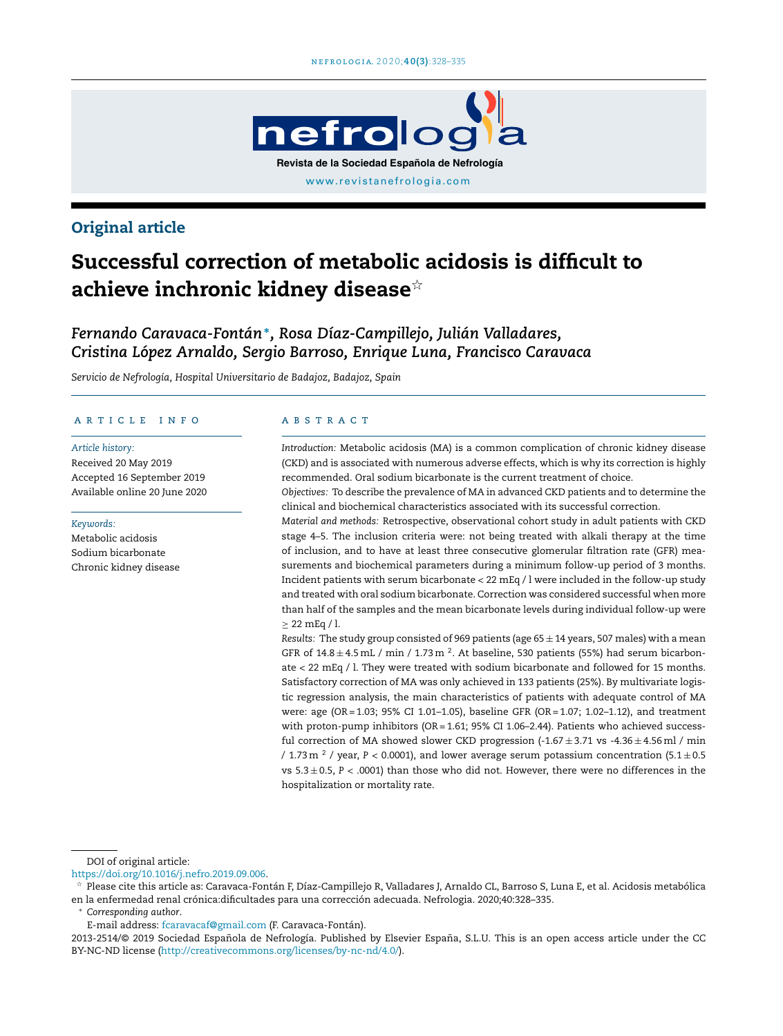Original article

# Successful correction of metabolic acidosis is difficult to achieve inchronic kidney disease☆

*Fernando Caravaca-Fontán*\*, *Rosa Díaz-Campillejo, Julián Valladares, Cristina López Arnaldo, Sergio Barroso, Enrique Luna, Francisco Caravaca*

*Servicio de Nefrología, Hospital Universitario de Badajoz, Badajoz, Spain*

## ARTICLE INFO

*Article history:*
Received 20 May 2019
Accepted 16 September 2019
Available online 20 June 2020

*Keywords:*
Metabolic acidosis
Sodium bicarbonate
Chronic kidney disease

## ABSTRACT

*Introduction:* Metabolic acidosis (MA) is a common complication of chronic kidney disease (CKD) and is associated with numerous adverse effects, which is why its correction is highly recommended. Oral sodium bicarbonate is the current treatment of choice.

*Objectives:* To describe the prevalence of MA in advanced CKD patients and to determine the clinical and biochemical characteristics associated with its successful correction.

*Material and methods:* Retrospective, observational cohort study in adult patients with CKD stage 4–5. The inclusion criteria were: not being treated with alkali therapy at the time of inclusion, and to have at least three consecutive glomerular filtration rate (GFR) measurements and biochemical parameters during a minimum follow-up period of 3 months. Incident patients with serum bicarbonate < 22 mEq / l were included in the follow-up study and treated with oral sodium bicarbonate. Correction was considered successful when more than half of the samples and the mean bicarbonate levels during individual follow-up were ≥ 22 mEq / l.

*Results:* The study group consisted of 969 patients (age 65 ± 14 years, 507 males) with a mean GFR of 14.8 ± 4.5 mL / min / 1.73 m $^2$. At baseline, 530 patients (55%) had serum bicarbonate < 22 mEq / l. They were treated with sodium bicarbonate and followed for 15 months. Satisfactory correction of MA was only achieved in 133 patients (25%). By multivariate logistic regression analysis, the main characteristics of patients with adequate control of MA were: age (OR = 1.03; 95% CI 1.01–1.05), baseline GFR (OR = 1.07; 1.02–1.12), and treatment with proton-pump inhibitors (OR = 1.61; 95% CI 1.06–2.44). Patients who achieved successful correction of MA showed slower CKD progression (-1.67 ± 3.71 vs -4.36 ± 4.56 ml / min / 1.73 m $^2$ / year, $P < 0.0001$), and lower average serum potassium concentration (5.1 ± 0.5 vs 5.3 ± 0.5, $P < .0001$) than those who did not. However, there were no differences in the hospitalization or mortality rate.

---

DOI of original article:
https://doi.org/10.1016/j.nefro.2019.09.006.

☆ Please cite this article as: Caravaca-Fontán F, Díaz-Campillejo R, Valladares J, Arnaldo CL, Barroso S, Luna E, et al. Acidosis metabólica en la enfermedad renal crónica:dificultades para una corrección adecuada. Nefrologia. 2020;40:328–335.

\* *Corresponding author.*
E-mail address: fcaravacaf@gmail.com (F. Caravaca-Fontán).

2013-2514/© 2019 Sociedad Española de Nefrología. Published by Elsevier España, S.L.U. This is an open access article under the CC BY-NC-ND license (http://creativecommons.org/licenses/by-nc-nd/4.0/).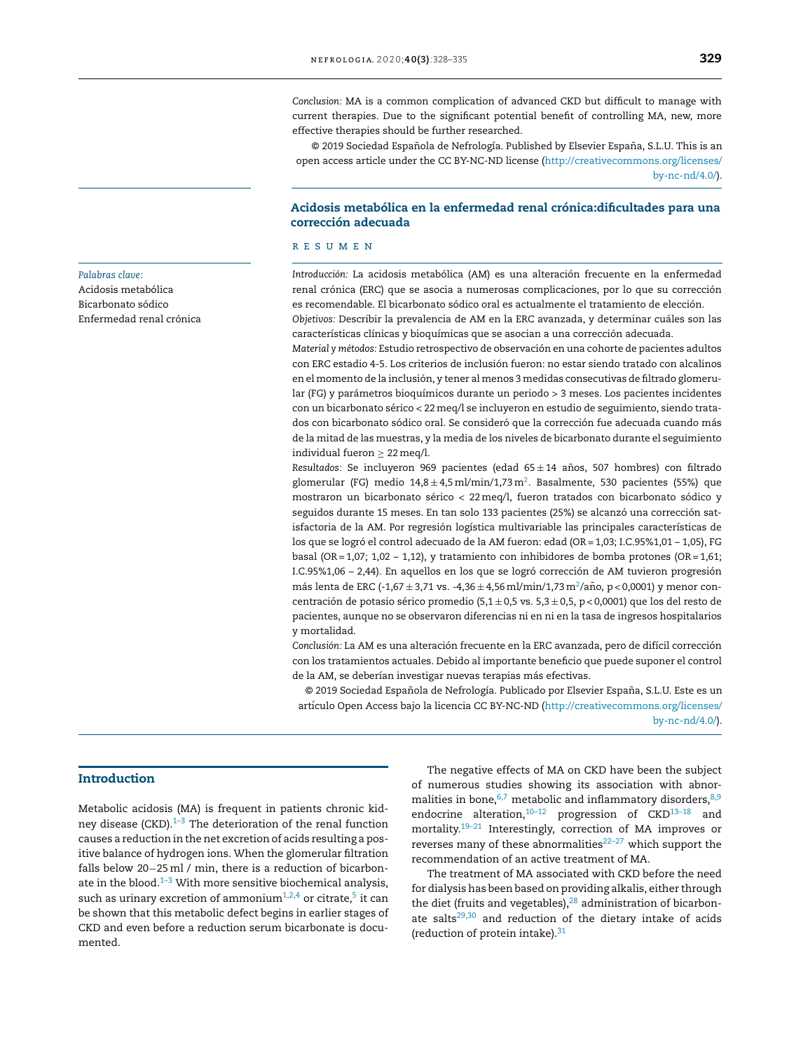*Conclusion:* MA is a common complication of advanced CKD but difficult to manage with current therapies. Due to the significant potential benefit of controlling MA, new, more effective therapies should be further researched.

© 2019 Sociedad Española de Nefrología. Published by Elsevier España, S.L.U. This is an open access article under the CC BY-NC-ND license (http://creativecommons.org/licenses/by-nc-nd/4.0/).

## Acidosis metabólica en la enfermedad renal crónica:dificultades para una corrección adecuada

*Palabras clave:*
Acidosis metabólica
Bicarbonato sódico
Enfermedad renal crónica

### RESUMEN

*Introducción:* La acidosis metabólica (AM) es una alteración frecuente en la enfermedad renal crónica (ERC) que se asocia a numerosas complicaciones, por lo que su corrección es recomendable. El bicarbonato sódico oral es actualmente el tratamiento de elección.

*Objetivos:* Describir la prevalencia de AM en la ERC avanzada, y determinar cuáles son las características clínicas y bioquímicas que se asocian a una corrección adecuada.

*Material y métodos:* Estudio retrospectivo de observación en una cohorte de pacientes adultos con ERC estadio 4-5. Los criterios de inclusión fueron: no estar siendo tratado con alcalinos en el momento de la inclusión, y tener al menos 3 medidas consecutivas de filtrado glomerular (FG) y parámetros bioquímicos durante un periodo > 3 meses. Los pacientes incidentes con un bicarbonato sérico < 22 meq/l se incluyeron en estudio de seguimiento, siendo tratados con bicarbonato sódico oral. Se consideró que la corrección fue adecuada cuando más de la mitad de las muestras, y la media de los niveles de bicarbonato durante el seguimiento individual fueron ≥ 22 meq/l.

*Resultados:* Se incluyeron 969 pacientes (edad 65 ± 14 años, 507 hombres) con filtrado glomerular (FG) medio 14,8 ± 4,5 ml/min/1,73 $m^2$. Basalmente, 530 pacientes (55%) que mostraron un bicarbonato sérico < 22 meq/l, fueron tratados con bicarbonato sódico y seguidos durante 15 meses. En tan solo 133 pacientes (25%) se alcanzó una corrección satisfactoria de la AM. Por regresión logística multivariable las principales características de los que se logró el control adecuado de la AM fueron: edad (OR = 1,03; I.C.95%1,01 – 1,05), FG basal (OR = 1,07; 1,02 – 1,12), y tratamiento con inhibidores de bomba protones (OR = 1,61; I.C.95%1,06 – 2,44). En aquellos en los que se logró corrección de AM tuvieron progresión más lenta de ERC (-1,67 ± 3,71 vs. -4,36 ± 4,56 ml/min/1,73 $m^2$/año, p < 0,0001) y menor concentración de potasio sérico promedio (5,1 ± 0,5 vs. 5,3 ± 0,5, p < 0,0001) que los del resto de pacientes, aunque no se observaron diferencias ni en ni en la tasa de ingresos hospitalarios y mortalidad.

*Conclusión:* La AM es una alteración frecuente en la ERC avanzada, pero de difícil corrección con los tratamientos actuales. Debido al importante beneficio que puede suponer el control de la AM, se deberían investigar nuevas terapias más efectivas.

© 2019 Sociedad Española de Nefrología. Publicado por Elsevier España, S.L.U. Este es un artículo Open Access bajo la licencia CC BY-NC-ND (http://creativecommons.org/licenses/by-nc-nd/4.0/).

## Introduction

Metabolic acidosis (MA) is frequent in patients chronic kidney disease (CKD).[1–3] The deterioration of the renal function causes a reduction in the net excretion of acids resulting a positive balance of hydrogen ions. When the glomerular filtration falls below 20−25 ml / min, there is a reduction of bicarbonate in the blood.[1–3] With more sensitive biochemical analysis, such as urinary excretion of ammonium[1,2,4] or citrate,[5] it can be shown that this metabolic defect begins in earlier stages of CKD and even before a reduction serum bicarbonate is documented.

The negative effects of MA on CKD have been the subject of numerous studies showing its association with abnormalities in bone,[6,7] metabolic and inflammatory disorders,[8,9] endocrine alteration,[10–12] progression of CKD[13–18] and mortality.[19–21] Interestingly, correction of MA improves or reverses many of these abnormalities[22–27] which support the recommendation of an active treatment of MA.

The treatment of MA associated with CKD before the need for dialysis has been based on providing alkalis, either through the diet (fruits and vegetables),[28] administration of bicarbonate salts[29,30] and reduction of the dietary intake of acids (reduction of protein intake).[31]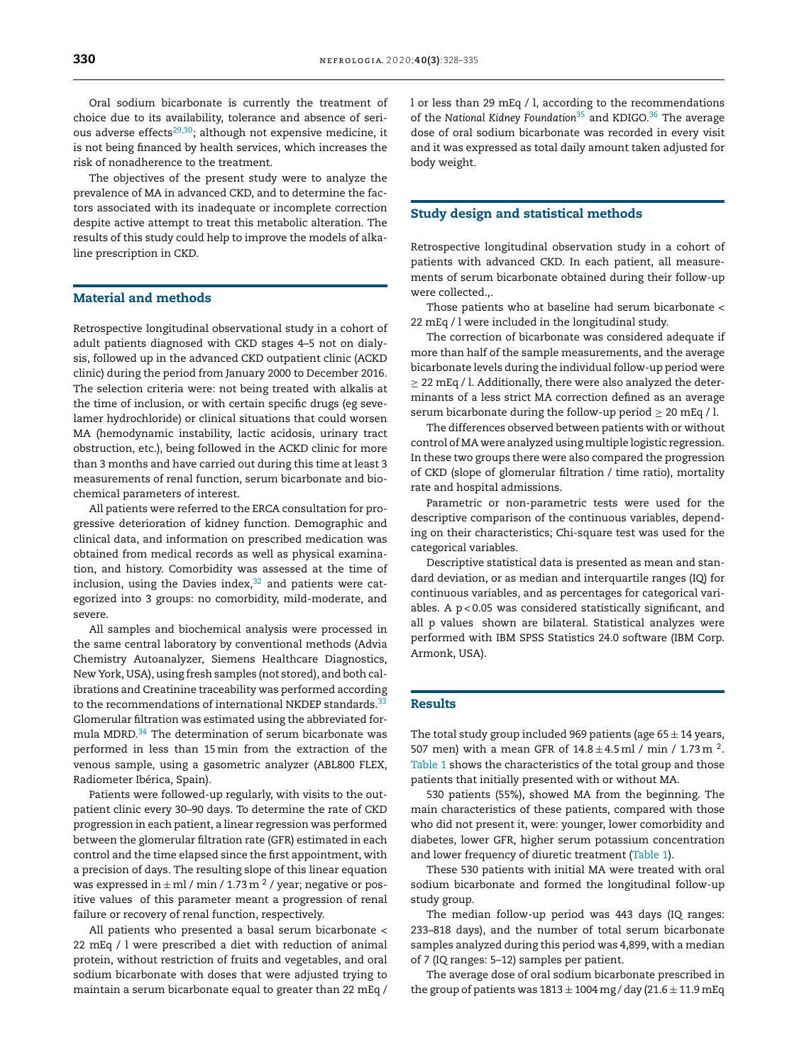Oral sodium bicarbonate is currently the treatment of choice due to its availability, tolerance and absence of serious adverse effects[29,30]; although not expensive medicine, it is not being financed by health services, which increases the risk of nonadherence to the treatment.

The objectives of the present study were to analyze the prevalence of MA in advanced CKD, and to determine the factors associated with its inadequate or incomplete correction despite active attempt to treat this metabolic alteration. The results of this study could help to improve the models of alkaline prescription in CKD.

## Material and methods

Retrospective longitudinal observational study in a cohort of adult patients diagnosed with CKD stages 4–5 not on dialysis, followed up in the advanced CKD outpatient clinic (ACKD clinic) during the period from January 2000 to December 2016. The selection criteria were: not being treated with alkalis at the time of inclusion, or with certain specific drugs (eg sevelamer hydrochloride) or clinical situations that could worsen MA (hemodynamic instability, lactic acidosis, urinary tract obstruction, etc.), being followed in the ACKD clinic for more than 3 months and have carried out during this time at least 3 measurements of renal function, serum bicarbonate and biochemical parameters of interest.

All patients were referred to the ERCA consultation for progressive deterioration of kidney function. Demographic and clinical data, and information on prescribed medication was obtained from medical records as well as physical examination, and history. Comorbidity was assessed at the time of inclusion, using the Davies index,[32] and patients were categorized into 3 groups: no comorbidity, mild-moderate, and severe.

All samples and biochemical analysis were processed in the same central laboratory by conventional methods (Advia Chemistry Autoanalyzer, Siemens Healthcare Diagnostics, New York, USA), using fresh samples (not stored), and both calibrations and Creatinine traceability was performed according to the recommendations of international NKDEP standards.[33] Glomerular filtration was estimated using the abbreviated formula MDRD.[34] The determination of serum bicarbonate was performed in less than 15 min from the extraction of the venous sample, using a gasometric analyzer (ABL800 FLEX, Radiometer Ibérica, Spain).

Patients were followed-up regularly, with visits to the outpatient clinic every 30–90 days. To determine the rate of CKD progression in each patient, a linear regression was performed between the glomerular filtration rate (GFR) estimated in each control and the time elapsed since the first appointment, with a precision of days. The resulting slope of this linear equation was expressed in $\pm$ ml / min / 1.73 m $^2$ / year; negative or positive values of this parameter meant a progression of renal failure or recovery of renal function, respectively.

All patients who presented a basal serum bicarbonate < 22 mEq / l were prescribed a diet with reduction of animal protein, without restriction of fruits and vegetables, and oral sodium bicarbonate with doses that were adjusted trying to maintain a serum bicarbonate equal to greater than 22 mEq / l or less than 29 mEq / l, according to the recommendations of the *National Kidney Foundation*[35] and KDIGO.[36] The average dose of oral sodium bicarbonate was recorded in every visit and it was expressed as total daily amount taken adjusted for body weight.

## Study design and statistical methods

Retrospective longitudinal observation study in a cohort of patients with advanced CKD. In each patient, all measurements of serum bicarbonate obtained during their follow-up were collected.,.

Those patients who at baseline had serum bicarbonate < 22 mEq / l were included in the longitudinal study.

The correction of bicarbonate was considered adequate if more than half of the sample measurements, and the average bicarbonate levels during the individual follow-up period were $\geq$ 22 mEq / l. Additionally, there were also analyzed the determinants of a less strict MA correction defined as an average serum bicarbonate during the follow-up period $\geq$ 20 mEq / l.

The differences observed between patients with or without control of MA were analyzed using multiple logistic regression. In these two groups there were also compared the progression of CKD (slope of glomerular filtration / time ratio), mortality rate and hospital admissions.

Parametric or non-parametric tests were used for the descriptive comparison of the continuous variables, depending on their characteristics; Chi-square test was used for the categorical variables.

Descriptive statistical data is presented as mean and standard deviation, or as median and interquartile ranges (IQ) for continuous variables, and as percentages for categorical variables. A $p < 0.05$ was considered statistically significant, and all p values shown are bilateral. Statistical analyzes were performed with IBM SPSS Statistics 24.0 software (IBM Corp. Armonk, USA).

## Results

The total study group included 969 patients (age 65 $\pm$ 14 years, 507 men) with a mean GFR of 14.8 $\pm$ 4.5 ml / min / 1.73 m $^2$. Table 1 shows the characteristics of the total group and those patients that initially presented with or without MA.

530 patients (55%), showed MA from the beginning. The main characteristics of these patients, compared with those who did not present it, were: younger, lower comorbidity and diabetes, lower GFR, higher serum potassium concentration and lower frequency of diuretic treatment (Table 1).

These 530 patients with initial MA were treated with oral sodium bicarbonate and formed the longitudinal follow-up study group.

The median follow-up period was 443 days (IQ ranges: 233–818 days), and the number of total serum bicarbonate samples analyzed during this period was 4,899, with a median of 7 (IQ ranges: 5–12) samples per patient.

The average dose of oral sodium bicarbonate prescribed in the group of patients was 1813 $\pm$ 1004 mg / day (21.6 $\pm$ 11.9 mEq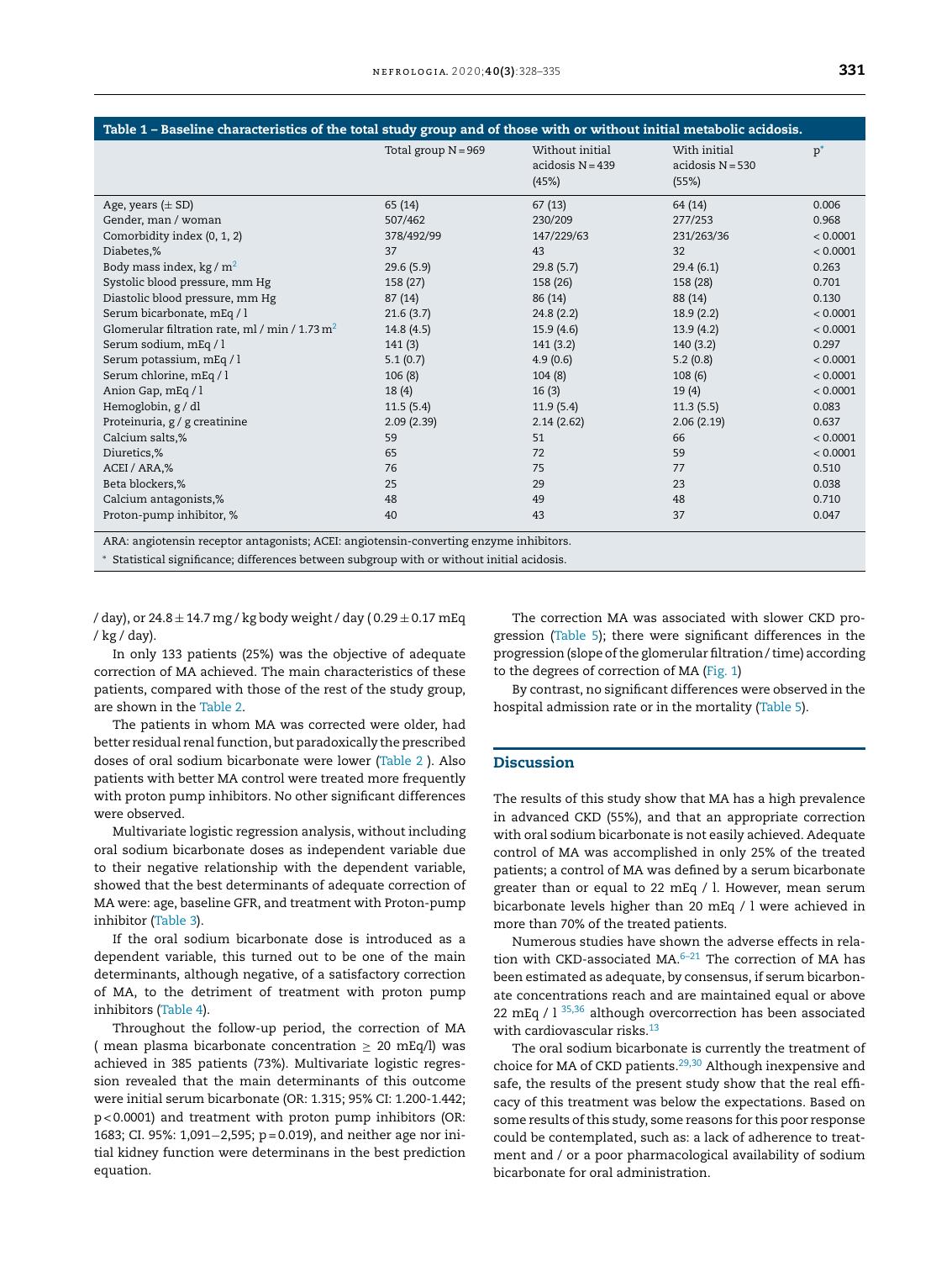**Table 1 – Baseline characteristics of the total study group and of those with or without initial metabolic acidosis.**

| | Total group N = 969 | Without initial acidosis N = 439 (45%) | With initial acidosis N = 530 (55%) | p* |
|---|---|---|---|---|
| Age, years (± SD) | 65 (14) | 67 (13) | 64 (14) | 0.006 |
| Gender, man / woman | 507/462 | 230/209 | 277/253 | 0.968 |
| Comorbidity index (0, 1, 2) | 378/492/99 | 147/229/63 | 231/263/36 | < 0.0001 |
| Diabetes,% | 37 | 43 | 32 | < 0.0001 |
| Body mass index, kg / $m^2$ | 29.6 (5.9) | 29.8 (5.7) | 29.4 (6.1) | 0.263 |
| Systolic blood pressure, mm Hg | 158 (27) | 158 (26) | 158 (28) | 0.701 |
| Diastolic blood pressure, mm Hg | 87 (14) | 86 (14) | 88 (14) | 0.130 |
| Serum bicarbonate, mEq / l | 21.6 (3.7) | 24.8 (2.2) | 18.9 (2.2) | < 0.0001 |
| Glomerular filtration rate, ml / min / 1.73 $m^2$ | 14.8 (4.5) | 15.9 (4.6) | 13.9 (4.2) | < 0.0001 |
| Serum sodium, mEq / l | 141 (3) | 141 (3.2) | 140 (3.2) | 0.297 |
| Serum potassium, mEq / l | 5.1 (0.7) | 4.9 (0.6) | 5.2 (0.8) | < 0.0001 |
| Serum chlorine, mEq / l | 106 (8) | 104 (8) | 108 (6) | < 0.0001 |
| Anion Gap, mEq / l | 18 (4) | 16 (3) | 19 (4) | < 0.0001 |
| Hemoglobin, g / dl | 11.5 (5.4) | 11.9 (5.4) | 11.3 (5.5) | 0.083 |
| Proteinuria, g / g creatinine | 2.09 (2.39) | 2.14 (2.62) | 2.06 (2.19) | 0.637 |
| Calcium salts,% | 59 | 51 | 66 | < 0.0001 |
| Diuretics,% | 65 | 72 | 59 | < 0.0001 |
| ACEI / ARA,% | 76 | 75 | 77 | 0.510 |
| Beta blockers,% | 25 | 29 | 23 | 0.038 |
| Calcium antagonists,% | 48 | 49 | 48 | 0.710 |
| Proton-pump inhibitor, % | 40 | 43 | 37 | 0.047 |

ARA: angiotensin receptor antagonists; ACEI: angiotensin-converting enzyme inhibitors.

\* Statistical significance; differences between subgroup with or without initial acidosis.

/ day), or 24.8 ± 14.7 mg / kg body weight / day ( 0.29 ± 0.17 mEq / kg / day).

In only 133 patients (25%) was the objective of adequate correction of MA achieved. The main characteristics of these patients, compared with those of the rest of the study group, are shown in the Table 2.

The patients in whom MA was corrected were older, had better residual renal function, but paradoxically the prescribed doses of oral sodium bicarbonate were lower (Table 2 ). Also patients with better MA control were treated more frequently with proton pump inhibitors. No other significant differences were observed.

Multivariate logistic regression analysis, without including oral sodium bicarbonate doses as independent variable due to their negative relationship with the dependent variable, showed that the best determinants of adequate correction of MA were: age, baseline GFR, and treatment with Proton-pump inhibitor (Table 3).

If the oral sodium bicarbonate dose is introduced as a dependent variable, this turned out to be one of the main determinants, although negative, of a satisfactory correction of MA, to the detriment of treatment with proton pump inhibitors (Table 4).

Throughout the follow-up period, the correction of MA ( mean plasma bicarbonate concentration ≥ 20 mEq/l) was achieved in 385 patients (73%). Multivariate logistic regression revealed that the main determinants of this outcome were initial serum bicarbonate (OR: 1.315; 95% CI: 1.200-1.442; $p < 0.0001$) and treatment with proton pump inhibitors (OR: 1683; CI. 95%: 1,091−2,595; p = 0.019), and neither age nor initial kidney function were determinans in the best prediction equation.

The correction MA was associated with slower CKD progression (Table 5); there were significant differences in the progression (slope of the glomerular filtration / time) according to the degrees of correction of MA (Fig. 1)

By contrast, no significant differences were observed in the hospital admission rate or in the mortality (Table 5).

## Discussion

The results of this study show that MA has a high prevalence in advanced CKD (55%), and that an appropriate correction with oral sodium bicarbonate is not easily achieved. Adequate control of MA was accomplished in only 25% of the treated patients; a control of MA was defined by a serum bicarbonate greater than or equal to 22 mEq / l. However, mean serum bicarbonate levels higher than 20 mEq / l were achieved in more than 70% of the treated patients.

Numerous studies have shown the adverse effects in relation with CKD-associated MA.[6–21] The correction of MA has been estimated as adequate, by consensus, if serum bicarbonate concentrations reach and are maintained equal or above 22 mEq / l [35,36] although overcorrection has been associated with cardiovascular risks.[13]

The oral sodium bicarbonate is currently the treatment of choice for MA of CKD patients.[29,30] Although inexpensive and safe, the results of the present study show that the real efficacy of this treatment was below the expectations. Based on some results of this study, some reasons for this poor response could be contemplated, such as: a lack of adherence to treatment and / or a poor pharmacological availability of sodium bicarbonate for oral administration.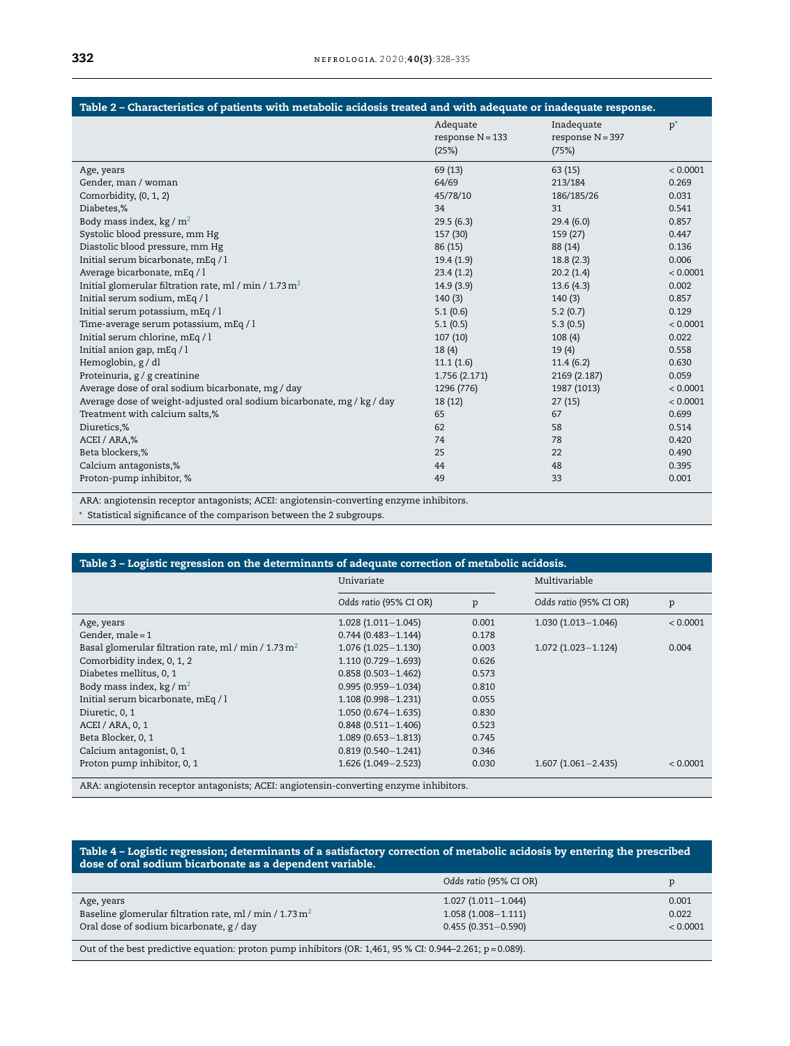**Table 2 – Characteristics of patients with metabolic acidosis treated and with adequate or inadequate response.**

| | Adequate response N = 133 (25%) | Inadequate response N = 397 (75%) | p* |
|---|---|---|---|
| Age, years | 69 (13) | 63 (15) | < 0.0001 |
| Gender, man / woman | 64/69 | 213/184 | 0.269 |
| Comorbidity, (0, 1, 2) | 45/78/10 | 186/185/26 | 0.031 |
| Diabetes,% | 34 | 31 | 0.541 |
| Body mass index, kg / $m^2$ | 29.5 (6.3) | 29.4 (6.0) | 0.857 |
| Systolic blood pressure, mm Hg | 157 (30) | 159 (27) | 0.447 |
| Diastolic blood pressure, mm Hg | 86 (15) | 88 (14) | 0.136 |
| Initial serum bicarbonate, mEq / l | 19.4 (1.9) | 18.8 (2.3) | 0.006 |
| Average bicarbonate, mEq / l | 23.4 (1.2) | 20.2 (1.4) | < 0.0001 |
| Initial glomerular filtration rate, ml / min / 1.73 $m^2$ | 14.9 (3.9) | 13.6 (4.3) | 0.002 |
| Initial serum sodium, mEq / l | 140 (3) | 140 (3) | 0.857 |
| Initial serum potassium, mEq / l | 5.1 (0.6) | 5.2 (0.7) | 0.129 |
| Time-average serum potassium, mEq / l | 5.1 (0.5) | 5.3 (0.5) | < 0.0001 |
| Initial serum chlorine, mEq / l | 107 (10) | 108 (4) | 0.022 |
| Initial anion gap, mEq / l | 18 (4) | 19 (4) | 0.558 |
| Hemoglobin, g / dl | 11.1 (1.6) | 11.4 (6.2) | 0.630 |
| Proteinuria, g / g creatinine | 1.756 (2.171) | 2169 (2.187) | 0.059 |
| Average dose of oral sodium bicarbonate, mg / day | 1296 (776) | 1987 (1013) | < 0.0001 |
| Average dose of weight-adjusted oral sodium bicarbonate, mg / kg / day | 18 (12) | 27 (15) | < 0.0001 |
| Treatment with calcium salts,% | 65 | 67 | 0.699 |
| Diuretics,% | 62 | 58 | 0.514 |
| ACEI / ARA,% | 74 | 78 | 0.420 |
| Beta blockers,% | 25 | 22 | 0.490 |
| Calcium antagonists,% | 44 | 48 | 0.395 |
| Proton-pump inhibitor, % | 49 | 33 | 0.001 |

ARA: angiotensin receptor antagonists; ACEI: angiotensin-converting enzyme inhibitors.

* Statistical significance of the comparison between the 2 subgroups.

**Table 3 – Logistic regression on the determinants of adequate correction of metabolic acidosis.**

| | Univariate | | Multivariable | |
|---|---|---|---|---|
| | *Odds ratio* (95% CI OR) | p | *Odds ratio* (95% CI OR) | p |
| Age, years | 1.028 (1.011−1.045) | 0.001 | 1.030 (1.013−1.046) | < 0.0001 |
| Gender, male = 1 | 0.744 (0.483−1.144) | 0.178 | | |
| Basal glomerular filtration rate, ml / min / 1.73 $m^2$ | 1.076 (1.025−1.130) | 0.003 | 1.072 (1.023−1.124) | 0.004 |
| Comorbidity index, 0, 1, 2 | 1.110 (0.729−1.693) | 0.626 | | |
| Diabetes mellitus, 0, 1 | 0.858 (0.503−1.462) | 0.573 | | |
| Body mass index, kg / $m^2$ | 0.995 (0.959−1.034) | 0.810 | | |
| Initial serum bicarbonate, mEq / l | 1.108 (0.998−1.231) | 0.055 | | |
| Diuretic, 0, 1 | 1.050 (0.674−1.635) | 0.830 | | |
| ACEI / ARA, 0, 1 | 0.848 (0.511−1.406) | 0.523 | | |
| Beta Blocker, 0, 1 | 1.089 (0.653−1.813) | 0.745 | | |
| Calcium antagonist, 0, 1 | 0.819 (0.540−1.241) | 0.346 | | |
| Proton pump inhibitor, 0, 1 | 1.626 (1.049−2.523) | 0.030 | 1.607 (1.061−2.435) | < 0.0001 |

ARA: angiotensin receptor antagonists; ACEI: angiotensin-converting enzyme inhibitors.

**Table 4 – Logistic regression; determinants of a satisfactory correction of metabolic acidosis by entering the prescribed dose of oral sodium bicarbonate as a dependent variable.**

| | *Odds ratio* (95% CI OR) | p |
|---|---|---|
| Age, years | 1.027 (1.011−1.044) | 0.001 |
| Baseline glomerular filtration rate, ml / min / 1.73 $m^2$ | 1.058 (1.008−1.111) | 0.022 |
| Oral dose of sodium bicarbonate, g / day | 0.455 (0.351−0.590) | < 0.0001 |

Out of the best predictive equation: proton pump inhibitors (OR: 1,461, 95 % CI: 0.944–2.261; p = 0.089).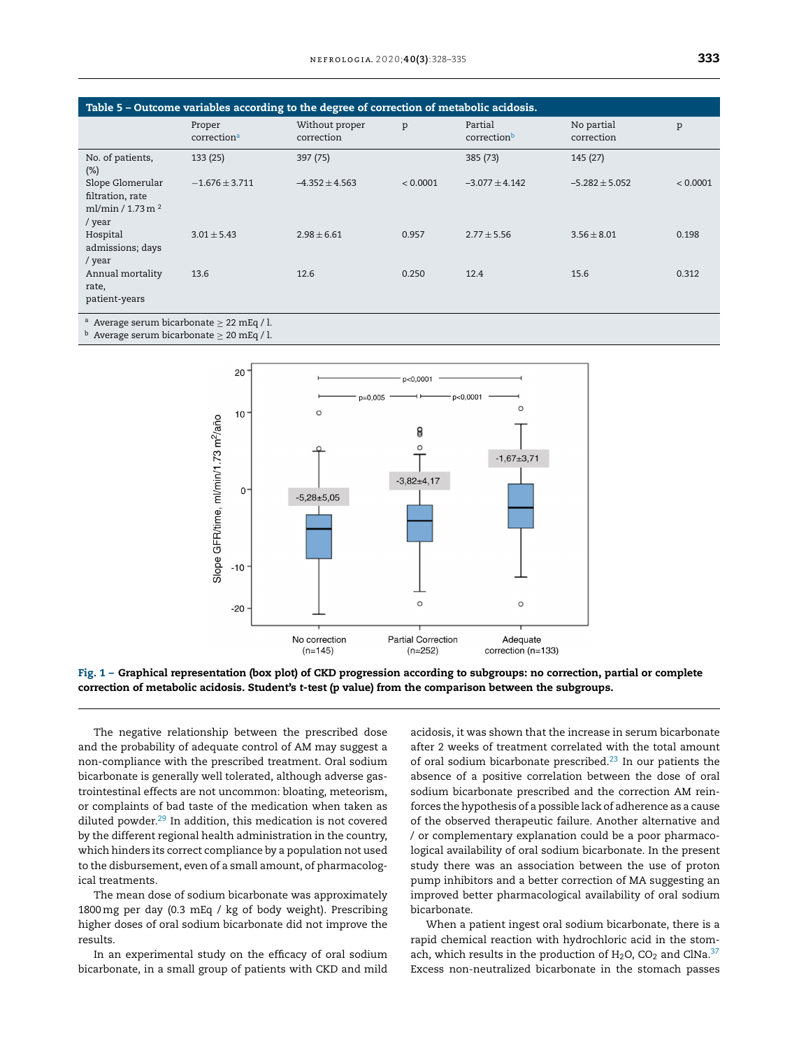**Table 5 – Outcome variables according to the degree of correction of metabolic acidosis.**

| | Proper correction[a] | Without proper correction | p | Partial correction[b] | No partial correction | p |
|---|---|---|---|---|---|---|
| No. of patients, (%) | 133 (25) | 397 (75) | | 385 (73) | 145 (27) | |
| Slope Glomerular filtration, rate ml/min / 1.73 m $^2$ / year | −1.676 ± 3.711 | −4.352 ± 4.563 | < 0.0001 | −3.077 ± 4.142 | −5.282 ± 5.052 | < 0.0001 |
| Hospital admissions; days / year | 3.01 ± 5.43 | 2.98 ± 6.61 | 0.957 | 2.77 ± 5.56 | 3.56 ± 8.01 | 0.198 |
| Annual mortality rate, patient-years | 13.6 | 12.6 | 0.250 | 12.4 | 15.6 | 0.312 |

[a] Average serum bicarbonate ≥ 22 mEq / l.
[b] Average serum bicarbonate ≥ 20 mEq / l.

**Fig. 1 – Graphical representation (box plot) of CKD progression according to subgroups: no correction, partial or complete correction of metabolic acidosis. Student's *t*-test (p value) from the comparison between the subgroups.**

The negative relationship between the prescribed dose and the probability of adequate control of AM may suggest a non-compliance with the prescribed treatment. Oral sodium bicarbonate is generally well tolerated, although adverse gastrointestinal effects are not uncommon: bloating, meteorism, or complaints of bad taste of the medication when taken as diluted powder.[29] In addition, this medication is not covered by the different regional health administration in the country, which hinders its correct compliance by a population not used to the disbursement, even of a small amount, of pharmacological treatments.

The mean dose of sodium bicarbonate was approximately 1800 mg per day (0.3 mEq / kg of body weight). Prescribing higher doses of oral sodium bicarbonate did not improve the results.

In an experimental study on the efficacy of oral sodium bicarbonate, in a small group of patients with CKD and mild acidosis, it was shown that the increase in serum bicarbonate after 2 weeks of treatment correlated with the total amount of oral sodium bicarbonate prescribed.[23] In our patients the absence of a positive correlation between the dose of oral sodium bicarbonate prescribed and the correction AM reinforces the hypothesis of a possible lack of adherence as a cause of the observed therapeutic failure. Another alternative and / or complementary explanation could be a poor pharmacological availability of oral sodium bicarbonate. In the present study there was an association between the use of proton pump inhibitors and a better correction of MA suggesting an improved better pharmacological availability of oral sodium bicarbonate.

When a patient ingest oral sodium bicarbonate, there is a rapid chemical reaction with hydrochloric acid in the stomach, which results in the production of $H_2O$, $CO_2$ and ClNa.[37] Excess non-neutralized bicarbonate in the stomach passes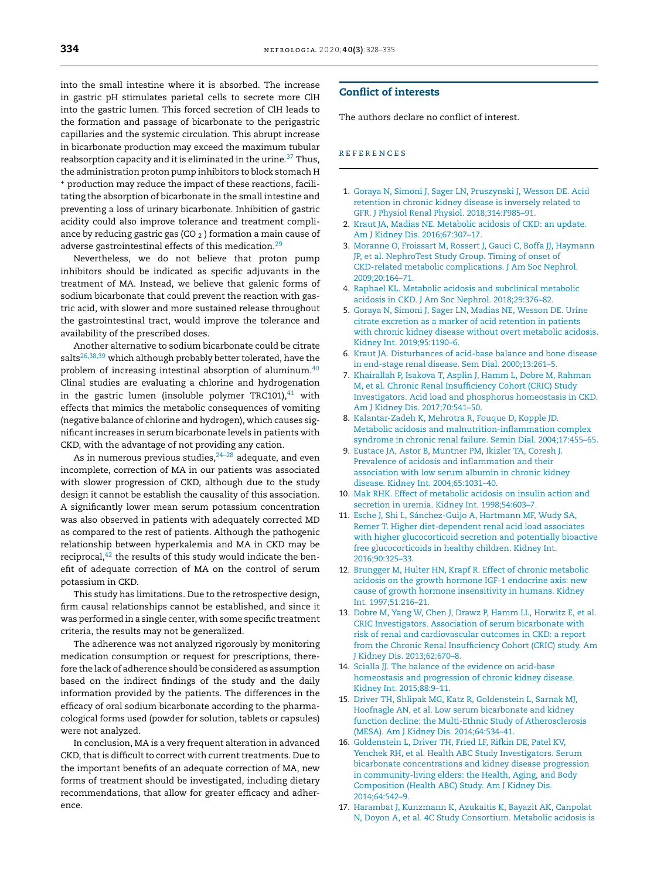into the small intestine where it is absorbed. The increase in gastric pH stimulates parietal cells to secrete more ClH into the gastric lumen. This forced secretion of ClH leads to the formation and passage of bicarbonate to the perigastric capillaries and the systemic circulation. This abrupt increase in bicarbonate production may exceed the maximum tubular reabsorption capacity and it is eliminated in the urine.[37] Thus, the administration proton pump inhibitors to block stomach $H^+$ production may reduce the impact of these reactions, facilitating the absorption of bicarbonate in the small intestine and preventing a loss of urinary bicarbonate. Inhibition of gastric acidity could also improve tolerance and treatment compliance by reducing gastric gas ($CO_2$) formation a main cause of adverse gastrointestinal effects of this medication.[29]

Nevertheless, we do not believe that proton pump inhibitors should be indicated as specific adjuvants in the treatment of MA. Instead, we believe that galenic forms of sodium bicarbonate that could prevent the reaction with gastric acid, with slower and more sustained release throughout the gastrointestinal tract, would improve the tolerance and availability of the prescribed doses.

Another alternative to sodium bicarbonate could be citrate salts[26,38,39] which although probably better tolerated, have the problem of increasing intestinal absorption of aluminum.[40] Clinal studies are evaluating a chlorine and hydrogenation in the gastric lumen (insoluble polymer TRC101),[41] with effects that mimics the metabolic consequences of vomiting (negative balance of chlorine and hydrogen), which causes significant increases in serum bicarbonate levels in patients with CKD, with the advantage of not providing any cation.

As in numerous previous studies,[24–28] adequate, and even incomplete, correction of MA in our patients was associated with slower progression of CKD, although due to the study design it cannot be establish the causality of this association. A significantly lower mean serum potassium concentration was also observed in patients with adequately corrected MD as compared to the rest of patients. Although the pathogenic relationship between hyperkalemia and MA in CKD may be reciprocal,[42] the results of this study would indicate the benefit of adequate correction of MA on the control of serum potassium in CKD.

This study has limitations. Due to the retrospective design, firm causal relationships cannot be established, and since it was performed in a single center, with some specific treatment criteria, the results may not be generalized.

The adherence was not analyzed rigorously by monitoring medication consumption or request for prescriptions, therefore the lack of adherence should be considered as assumption based on the indirect findings of the study and the daily information provided by the patients. The differences in the efficacy of oral sodium bicarbonate according to the pharmacological forms used (powder for solution, tablets or capsules) were not analyzed.

In conclusion, MA is a very frequent alteration in advanced CKD, that is difficult to correct with current treatments. Due to the important benefits of an adequate correction of MA, new forms of treatment should be investigated, including dietary recommendations, that allow for greater efficacy and adherence.

## Conflict of interests

The authors declare no conflict of interest.

## REFERENCES

1. Goraya N, Simoni J, Sager LN, Pruszynski J, Wesson DE. Acid retention in chronic kidney disease is inversely related to GFR. J Physiol Renal Physiol. 2018;314:F985–91.
2. Kraut JA, Madias NE. Metabolic acidosis of CKD: an update. Am J Kidney Dis. 2016;67:307–17.
3. Moranne O, Froissart M, Rossert J, Gauci C, Boffa JJ, Haymann JP, et al. NephroTest Study Group. Timing of onset of CKD-related metabolic complications. J Am Soc Nephrol. 2009;20:164–71.
4. Raphael KL. Metabolic acidosis and subclinical metabolic acidosis in CKD. J Am Soc Nephrol. 2018;29:376–82.
5. Goraya N, Simoni J, Sager LN, Madias NE, Wesson DE. Urine citrate excretion as a marker of acid retention in patients with chronic kidney disease without overt metabolic acidosis. Kidney Int. 2019;95:1190–6.
6. Kraut JA. Disturbances of acid-base balance and bone disease in end-stage renal disease. Sem Dial. 2000;13:261–5.
7. Khairallah P, Isakova T, Asplin J, Hamm L, Dobre M, Rahman M, et al. Chronic Renal Insufficiency Cohort (CRIC) Study Investigators. Acid load and phosphorus homeostasis in CKD. Am J Kidney Dis. 2017;70:541–50.
8. Kalantar-Zadeh K, Mehrotra R, Fouque D, Kopple JD. Metabolic acidosis and malnutrition-inflammation complex syndrome in chronic renal failure. Semin Dial. 2004;17:455–65.
9. Eustace JA, Astor B, Muntner PM, Ikizler TA, Coresh J. Prevalence of acidosis and inflammation and their association with low serum albumin in chronic kidney disease. Kidney Int. 2004;65:1031–40.
10. Mak RHK. Effect of metabolic acidosis on insulin action and secretion in uremia. Kidney Int. 1998;54:603–7.
11. Esche J, Shi L, Sánchez-Guijo A, Hartmann MF, Wudy SA, Remer T. Higher diet-dependent renal acid load associates with higher glucocorticoid secretion and potentially bioactive free glucocorticoids in healthy children. Kidney Int. 2016;90:325–33.
12. Brungger M, Hulter HN, Krapf R. Effect of chronic metabolic acidosis on the growth hormone IGF-1 endocrine axis: new cause of growth hormone insensitivity in humans. Kidney Int. 1997;51:216–21.
13. Dobre M, Yang W, Chen J, Drawz P, Hamm LL, Horwitz E, et al. CRIC Investigators. Association of serum bicarbonate with risk of renal and cardiovascular outcomes in CKD: a report from the Chronic Renal Insufficiency Cohort (CRIC) study. Am J Kidney Dis. 2013;62:670–8.
14. Scialla JJ. The balance of the evidence on acid-base homeostasis and progression of chronic kidney disease. Kidney Int. 2015;88:9–11.
15. Driver TH, Shlipak MG, Katz R, Goldenstein L, Sarnak MJ, Hoofnagle AN, et al. Low serum bicarbonate and kidney function decline: the Multi-Ethnic Study of Atherosclerosis (MESA). Am J Kidney Dis. 2014;64:534–41.
16. Goldenstein L, Driver TH, Fried LF, Rifkin DE, Patel KV, Yenchek RH, et al. Health ABC Study Investigators. Serum bicarbonate concentrations and kidney disease progression in community-living elders: the Health, Aging, and Body Composition (Health ABC) Study. Am J Kidney Dis. 2014;64:542–9.
17. Harambat J, Kunzmann K, Azukaitis K, Bayazit AK, Canpolat N, Doyon A, et al. 4C Study Consortium. Metabolic acidosis is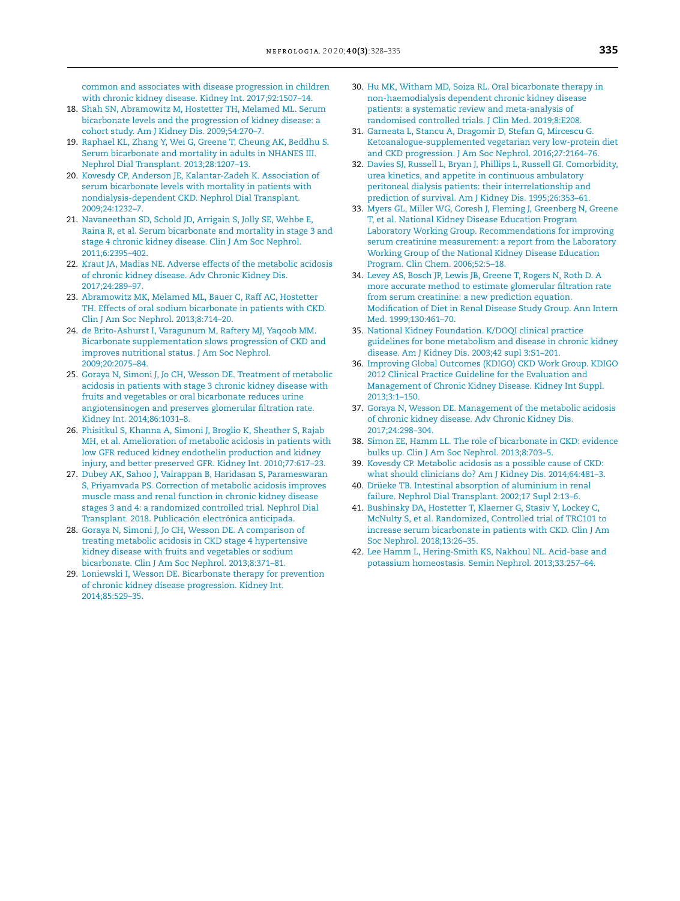common and associates with disease progression in children with chronic kidney disease. Kidney Int. 2017;92:1507–14.

18. Shah SN, Abramowitz M, Hostetter TH, Melamed ML. Serum bicarbonate levels and the progression of kidney disease: a cohort study. Am J Kidney Dis. 2009;54:270–7.
19. Raphael KL, Zhang Y, Wei G, Greene T, Cheung AK, Beddhu S. Serum bicarbonate and mortality in adults in NHANES III. Nephrol Dial Transplant. 2013;28:1207–13.
20. Kovesdy CP, Anderson JE, Kalantar-Zadeh K. Association of serum bicarbonate levels with mortality in patients with nondialysis-dependent CKD. Nephrol Dial Transplant. 2009;24:1232–7.
21. Navaneethan SD, Schold JD, Arrigain S, Jolly SE, Wehbe E, Raina R, et al. Serum bicarbonate and mortality in stage 3 and stage 4 chronic kidney disease. Clin J Am Soc Nephrol. 2011;6:2395–402.
22. Kraut JA, Madias NE. Adverse effects of the metabolic acidosis of chronic kidney disease. Adv Chronic Kidney Dis. 2017;24:289–97.
23. Abramowitz MK, Melamed ML, Bauer C, Raff AC, Hostetter TH. Effects of oral sodium bicarbonate in patients with CKD. Clin J Am Soc Nephrol. 2013;8:714–20.
24. de Brito-Ashurst I, Varagunum M, Raftery MJ, Yaqoob MM. Bicarbonate supplementation slows progression of CKD and improves nutritional status. J Am Soc Nephrol. 2009;20:2075–84.
25. Goraya N, Simoni J, Jo CH, Wesson DE. Treatment of metabolic acidosis in patients with stage 3 chronic kidney disease with fruits and vegetables or oral bicarbonate reduces urine angiotensinogen and preserves glomerular filtration rate. Kidney Int. 2014;86:1031–8.
26. Phisitkul S, Khanna A, Simoni J, Broglio K, Sheather S, Rajab MH, et al. Amelioration of metabolic acidosis in patients with low GFR reduced kidney endothelin production and kidney injury, and better preserved GFR. Kidney Int. 2010;77:617–23.
27. Dubey AK, Sahoo J, Vairappan B, Haridasan S, Parameswaran S, Priyamvada PS. Correction of metabolic acidosis improves muscle mass and renal function in chronic kidney disease stages 3 and 4: a randomized controlled trial. Nephrol Dial Transplant. 2018. Publicación electrónica anticipada.
28. Goraya N, Simoni J, Jo CH, Wesson DE. A comparison of treating metabolic acidosis in CKD stage 4 hypertensive kidney disease with fruits and vegetables or sodium bicarbonate. Clin J Am Soc Nephrol. 2013;8:371–81.
29. Loniewski I, Wesson DE. Bicarbonate therapy for prevention of chronic kidney disease progression. Kidney Int. 2014;85:529–35.
30. Hu MK, Witham MD, Soiza RL. Oral bicarbonate therapy in non-haemodialysis dependent chronic kidney disease patients: a systematic review and meta-analysis of randomised controlled trials. J Clin Med. 2019;8:E208.
31. Garneata L, Stancu A, Dragomir D, Stefan G, Mircescu G. Ketoanalogue-supplemented vegetarian very low-protein diet and CKD progression. J Am Soc Nephrol. 2016;27:2164–76.
32. Davies SJ, Russell L, Bryan J, Phillips L, Russell GI. Comorbidity, urea kinetics, and appetite in continuous ambulatory peritoneal dialysis patients: their interrelationship and prediction of survival. Am J Kidney Dis. 1995;26:353–61.
33. Myers GL, Miller WG, Coresh J, Fleming J, Greenberg N, Greene T, et al. National Kidney Disease Education Program Laboratory Working Group. Recommendations for improving serum creatinine measurement: a report from the Laboratory Working Group of the National Kidney Disease Education Program. Clin Chem. 2006;52:5–18.
34. Levey AS, Bosch JP, Lewis JB, Greene T, Rogers N, Roth D. A more accurate method to estimate glomerular filtration rate from serum creatinine: a new prediction equation. Modification of Diet in Renal Disease Study Group. Ann Intern Med. 1999;130:461–70.
35. National Kidney Foundation. K/DOQI clinical practice guidelines for bone metabolism and disease in chronic kidney disease. Am J Kidney Dis. 2003;42 supl 3:S1–201.
36. Improving Global Outcomes (KDIGO) CKD Work Group. KDIGO 2012 Clinical Practice Guideline for the Evaluation and Management of Chronic Kidney Disease. Kidney Int Suppl. 2013;3:1–150.
37. Goraya N, Wesson DE. Management of the metabolic acidosis of chronic kidney disease. Adv Chronic Kidney Dis. 2017;24:298–304.
38. Simon EE, Hamm LL. The role of bicarbonate in CKD: evidence bulks up. Clin J Am Soc Nephrol. 2013;8:703–5.
39. Kovesdy CP. Metabolic acidosis as a possible cause of CKD: what should clinicians do? Am J Kidney Dis. 2014;64:481–3.
40. Drüeke TB. Intestinal absorption of aluminium in renal failure. Nephrol Dial Transplant. 2002;17 Supl 2:13–6.
41. Bushinsky DA, Hostetter T, Klaerner G, Stasiv Y, Lockey C, McNulty S, et al. Randomized, Controlled trial of TRC101 to increase serum bicarbonate in patients with CKD. Clin J Am Soc Nephrol. 2018;13:26–35.
42. Lee Hamm L, Hering-Smith KS, Nakhoul NL. Acid-base and potassium homeostasis. Semin Nephrol. 2013;33:257–64.